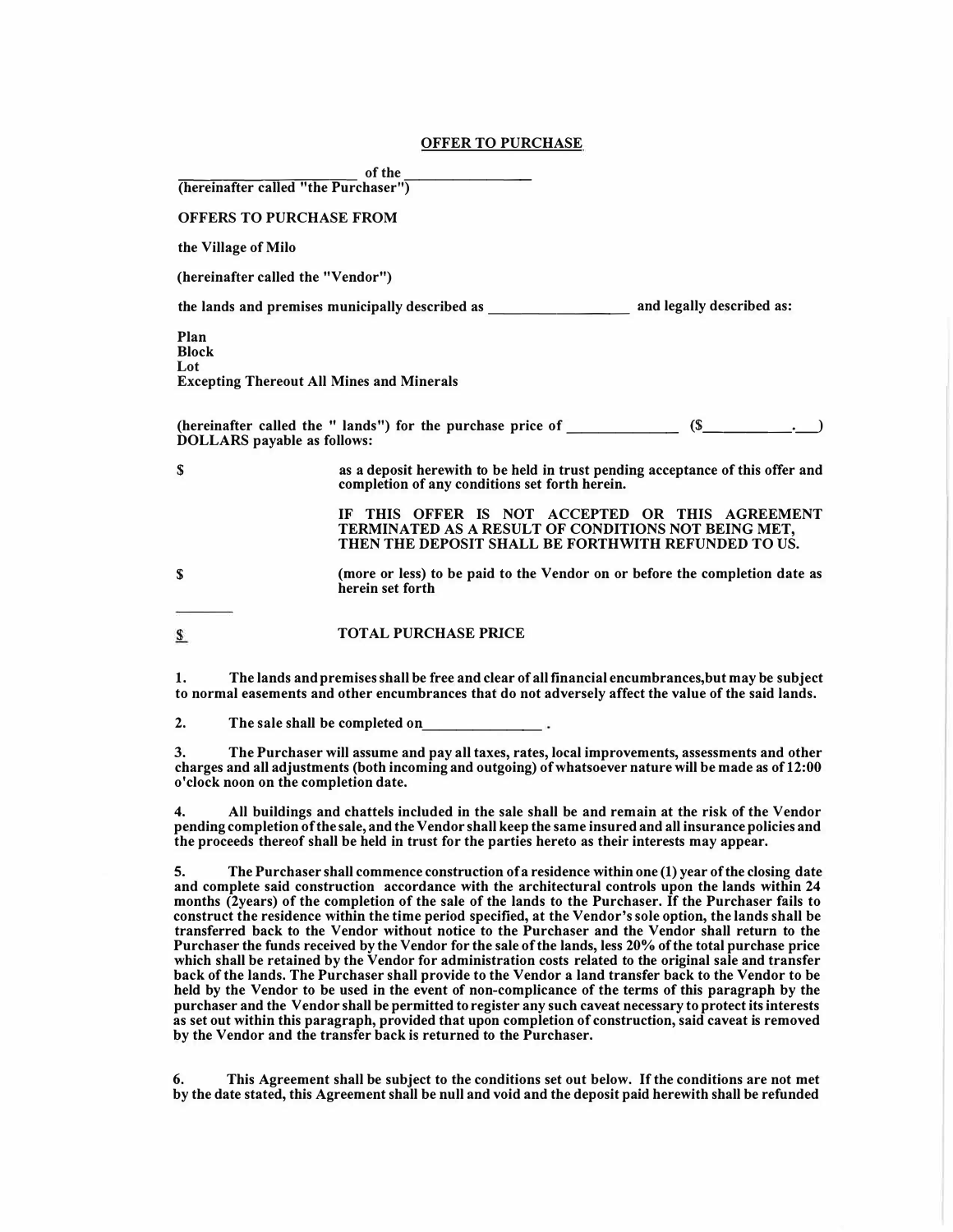**OFFER TO PURCHASE**

**\_\_\_\_\_\_\_\_\_\_\_\_\_\_\_\_\_\_\_\_\_\_\_\_ of the \_\_\_\_\_\_\_\_\_\_\_\_\_\_\_\_\_\_**
**(hereinafter called "the Purchaser")**

**OFFERS TO PURCHASE FROM**

**the Village of Milo**

**(hereinafter called the "Vendor")**

**the lands and premises municipally described as \_\_\_\_\_\_\_\_\_\_\_\_\_\_\_\_\_\_\_\_ and legally described as:**

**Plan**
**Block**
**Lot**
**Excepting Thereout All Mines and Minerals**

**(hereinafter called the " lands") for the purchase price of \_\_\_\_\_\_\_\_\_\_\_\_\_\_\_ (\$\_\_\_\_\_\_\_\_\_\_\_\_.\_\_\_) DOLLARS payable as follows:**

| | |
|---|---|
| **\$** | **as a deposit herewith to be held in trust pending acceptance of this offer and completion of any conditions set forth herein.** |
| | **IF THIS OFFER IS NOT ACCEPTED OR THIS AGREEMENT TERMINATED AS A RESULT OF CONDITIONS NOT BEING MET, THEN THE DEPOSIT SHALL BE FORTHWITH REFUNDED TO US.** |
| **\$** | **(more or less) to be paid to the Vendor on or before the completion date as herein set forth** |
| **\$** | **TOTAL PURCHASE PRICE** |

**1. The lands and premises shall be free and clear of all financial encumbrances,but may be subject to normal easements and other encumbrances that do not adversely affect the value of the said lands.**

**2. The sale shall be completed on\_\_\_\_\_\_\_\_\_\_\_\_\_\_\_\_ .**

**3. The Purchaser will assume and pay all taxes, rates, local improvements, assessments and other charges and all adjustments (both incoming and outgoing) of whatsoever nature will be made as of 12:00 o'clock noon on the completion date.**

**4. All buildings and chattels included in the sale shall be and remain at the risk of the Vendor pending completion of the sale, and the Vendor shall keep the same insured and all insurance policies and the proceeds thereof shall be held in trust for the parties hereto as their interests may appear.**

**5. The Purchaser shall commence construction of a residence within one (1) year of the closing date and complete said construction accordance with the architectural controls upon the lands within 24 months (2years) of the completion of the sale of the lands to the Purchaser. If the Purchaser fails to construct the residence within the time period specified, at the Vendor's sole option, the lands shall be transferred back to the Vendor without notice to the Purchaser and the Vendor shall return to the Purchaser the funds received by the Vendor for the sale of the lands, less 20% of the total purchase price which shall be retained by the Vendor for administration costs related to the original sale and transfer back of the lands. The Purchaser shall provide to the Vendor a land transfer back to the Vendor to be held by the Vendor to be used in the event of non-complicance of the terms of this paragraph by the purchaser and the Vendor shall be permitted to register any such caveat necessary to protect its interests as set out within this paragraph, provided that upon completion of construction, said caveat is removed by the Vendor and the transfer back is returned to the Purchaser.**

**6. This Agreement shall be subject to the conditions set out below. If the conditions are not met by the date stated, this Agreement shall be null and void and the deposit paid herewith shall be refunded**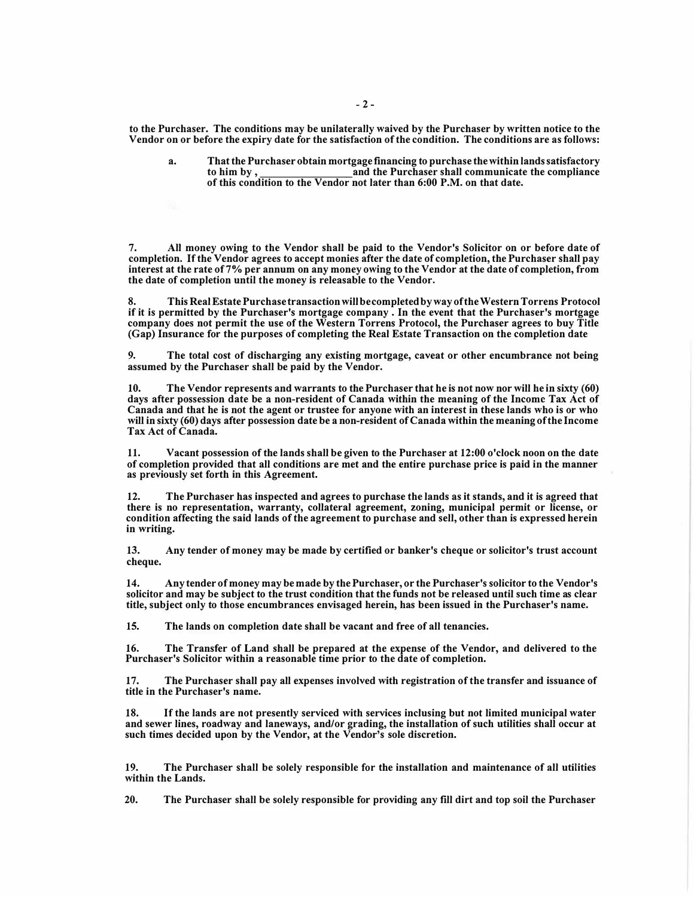**to the Purchaser. The conditions may be unilaterally waived by the Purchaser by written notice to the Vendor on or before the expiry date for the satisfaction of the condition. The conditions are as follows:**

> **a.** **That the Purchaser obtain mortgage financing to purchase the within lands satisfactory to him by , \_\_\_\_\_\_\_\_\_\_\_\_\_\_\_\_ and the Purchaser shall communicate the compliance of this condition to the Vendor not later than 6:00 P.M. on that date.**

**7.** **All money owing to the Vendor shall be paid to the Vendor's Solicitor on or before date of completion. If the Vendor agrees to accept monies after the date of completion, the Purchaser shall pay interest at the rate of 7% per annum on any money owing to the Vendor at the date of completion, from the date of completion until the money is releasable to the Vendor.**

**8.** **This Real Estate Purchase transaction will be completed by way of the Western Torrens Protocol if it is permitted by the Purchaser's mortgage company . In the event that the Purchaser's mortgage company does not permit the use of the Western Torrens Protocol, the Purchaser agrees to buy Title (Gap) Insurance for the purposes of completing the Real Estate Transaction on the completion date**

**9.** **The total cost of discharging any existing mortgage, caveat or other encumbrance not being assumed by the Purchaser shall be paid by the Vendor.**

**10.** **The Vendor represents and warrants to the Purchaser that he is not now nor will he in sixty (60) days after possession date be a non-resident of Canada within the meaning of the Income Tax Act of Canada and that he is not the agent or trustee for anyone with an interest in these lands who is or who will in sixty (60) days after possession date be a non-resident of Canada within the meaning of the Income Tax Act of Canada.**

**11.** **Vacant possession of the lands shall be given to the Purchaser at 12:00 o'clock noon on the date of completion provided that all conditions are met and the entire purchase price is paid in the manner as previously set forth in this Agreement.**

**12.** **The Purchaser has inspected and agrees to purchase the lands as it stands, and it is agreed that there is no representation, warranty, collateral agreement, zoning, municipal permit or license, or condition affecting the said lands of the agreement to purchase and sell, other than is expressed herein in writing.**

**13.** **Any tender of money may be made by certified or banker's cheque or solicitor's trust account cheque.**

**14.** **Any tender of money may be made by the Purchaser, or the Purchaser's solicitor to the Vendor's solicitor and may be subject to the trust condition that the funds not be released until such time as clear title, subject only to those encumbrances envisaged herein, has been issued in the Purchaser's name.**

**15.** **The lands on completion date shall be vacant and free of all tenancies.**

**16.** **The Transfer of Land shall be prepared at the expense of the Vendor, and delivered to the Purchaser's Solicitor within a reasonable time prior to the date of completion.**

**17.** **The Purchaser shall pay all expenses involved with registration of the transfer and issuance of title in the Purchaser's name.**

**18.** **If the lands are not presently serviced with services inclusing but not limited municipal water and sewer lines, roadway and laneways, and/or grading, the installation of such utilities shall occur at such times decided upon by the Vendor, at the Vendor's sole discretion.**

**19.** **The Purchaser shall be solely responsible for the installation and maintenance of all utilities within the Lands.**

**20.** **The Purchaser shall be solely responsible for providing any fill dirt and top soil the Purchaser**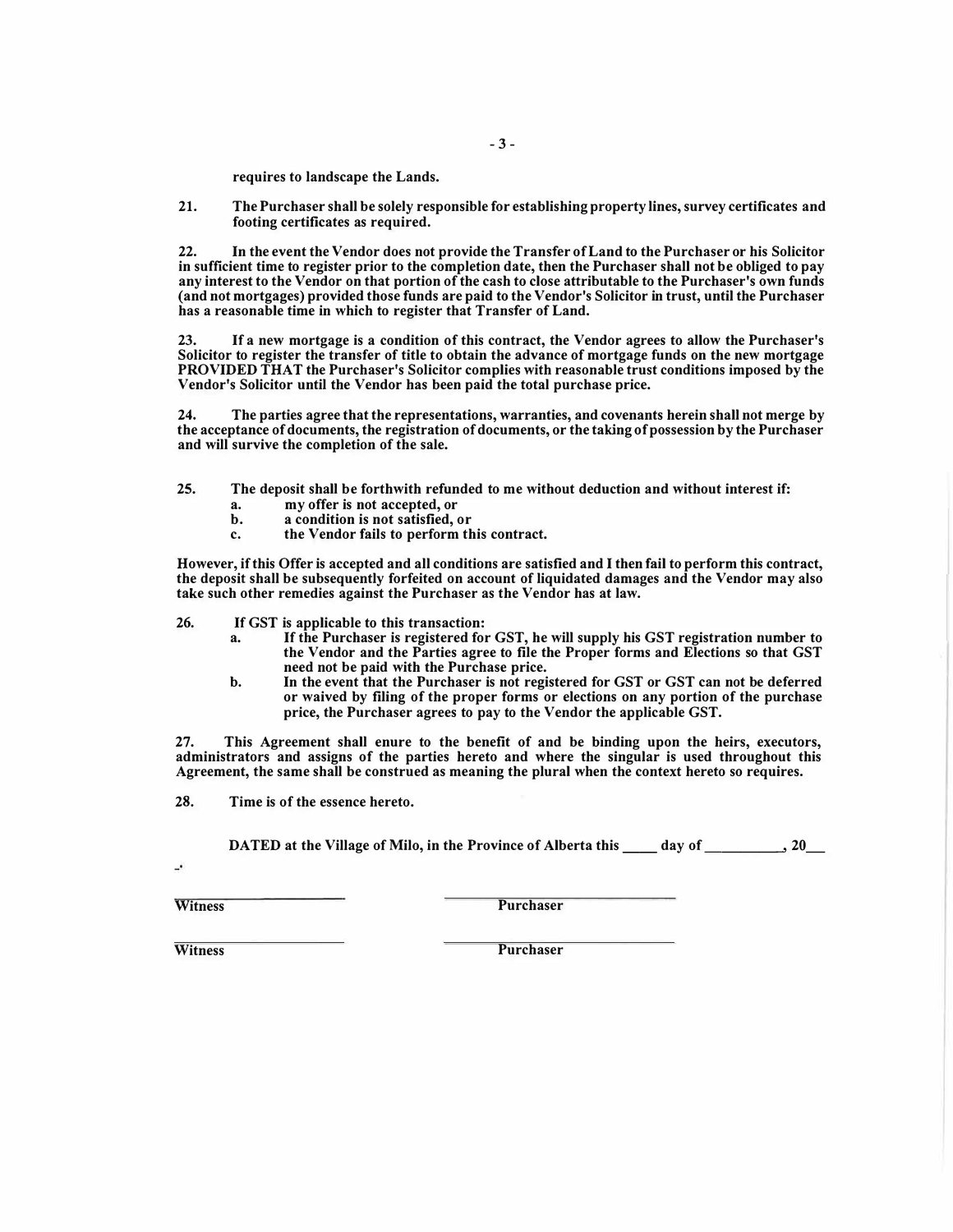**requires to landscape the Lands.**

**21. The Purchaser shall be solely responsible for establishing property lines, survey certificates and footing certificates as required.**

**22. In the event the Vendor does not provide the Transfer of Land to the Purchaser or his Solicitor in sufficient time to register prior to the completion date, then the Purchaser shall not be obliged to pay any interest to the Vendor on that portion of the cash to close attributable to the Purchaser's own funds (and not mortgages) provided those funds are paid to the Vendor's Solicitor in trust, until the Purchaser has a reasonable time in which to register that Transfer of Land.**

**23. If a new mortgage is a condition of this contract, the Vendor agrees to allow the Purchaser's Solicitor to register the transfer of title to obtain the advance of mortgage funds on the new mortgage PROVIDED THAT the Purchaser's Solicitor complies with reasonable trust conditions imposed by the Vendor's Solicitor until the Vendor has been paid the total purchase price.**

**24. The parties agree that the representations, warranties, and covenants herein shall not merge by the acceptance of documents, the registration of documents, or the taking of possession by the Purchaser and will survive the completion of the sale.**

**25. The deposit shall be forthwith refunded to me without deduction and without interest if:**

**a. my offer is not accepted, or**
**b. a condition is not satisfied, or**
**c. the Vendor fails to perform this contract.**

**However, if this Offer is accepted and all conditions are satisfied and I then fail to perform this contract, the deposit shall be subsequently forfeited on account of liquidated damages and the Vendor may also take such other remedies against the Purchaser as the Vendor has at law.**

**26. If GST is applicable to this transaction:**

**a. If the Purchaser is registered for GST, he will supply his GST registration number to the Vendor and the Parties agree to file the Proper forms and Elections so that GST need not be paid with the Purchase price.**
**b. In the event that the Purchaser is not registered for GST or GST can not be deferred or waived by filing of the proper forms or elections on any portion of the purchase price, the Purchaser agrees to pay to the Vendor the applicable GST.**

**27. This Agreement shall enure to the benefit of and be binding upon the heirs, executors, administrators and assigns of the parties hereto and where the singular is used throughout this Agreement, the same shall be construed as meaning the plural when the context hereto so requires.**

**28. Time is of the essence hereto.**

**DATED at the Village of Milo, in the Province of Alberta this \_\_\_\_ day of \_\_\_\_\_\_\_\_\_\_, 20\_\_\_**

| | |
|---|---|
| \_\_\_\_\_\_\_\_\_\_\_\_\_\_\_\_\_\_\_\_\_\_ | \_\_\_\_\_\_\_\_\_\_\_\_\_\_\_\_\_\_\_\_\_\_\_\_\_\_\_\_ |
| **Witness** | **Purchaser** |
| \_\_\_\_\_\_\_\_\_\_\_\_\_\_\_\_\_\_\_\_\_\_ | \_\_\_\_\_\_\_\_\_\_\_\_\_\_\_\_\_\_\_\_\_\_\_\_\_\_\_\_ |
| **Witness** | **Purchaser** |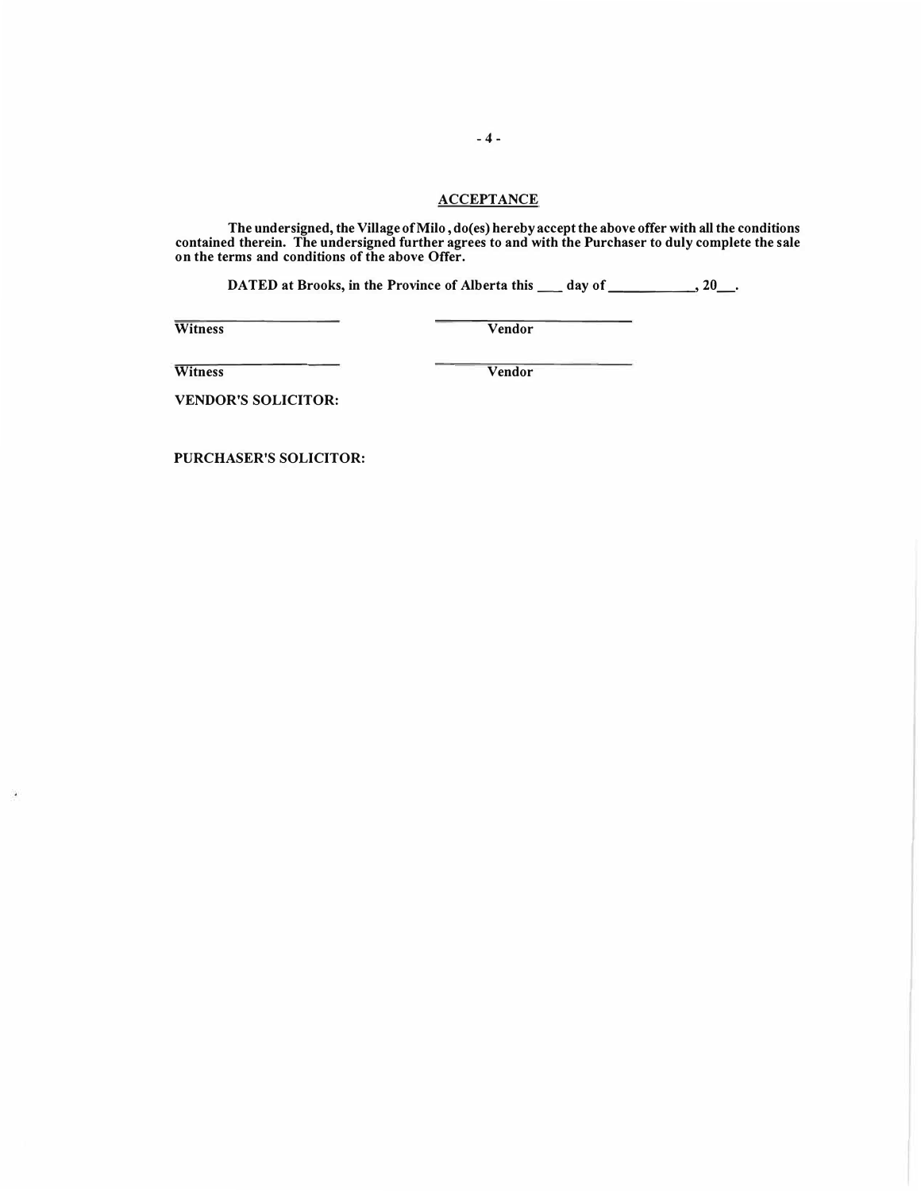## ACCEPTANCE

**The undersigned, the Village of Milo , do(es) hereby accept the above offer with all the conditions contained therein. The undersigned further agrees to and with the Purchaser to duly complete the sale on the terms and conditions of the above Offer.**

**DATED at Brooks, in the Province of Alberta this ___ day of ___________, 20__.**

| | |
|---|---|
| ____________________ | ____________________ |
| **Witness** | **Vendor** |
| ____________________ | ____________________ |
| **Witness** | **Vendor** |

**VENDOR'S SOLICITOR:**

**PURCHASER'S SOLICITOR:**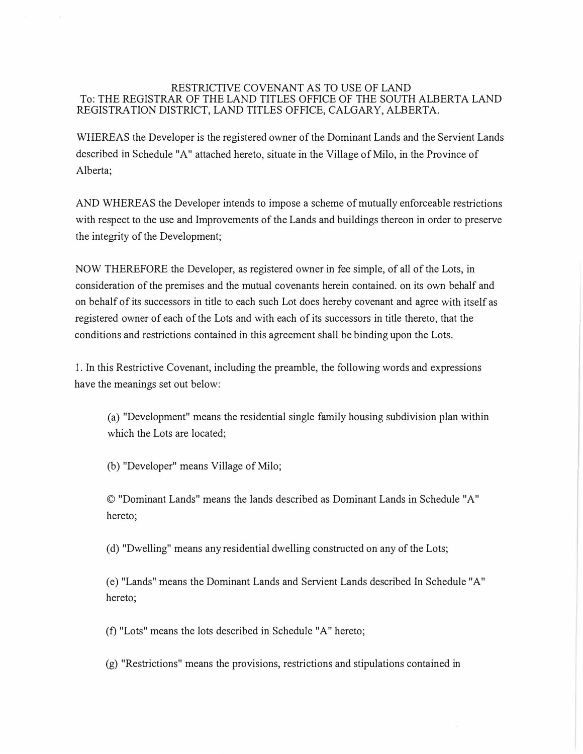RESTRICTIVE COVENANT AS TO USE OF LAND
To: THE REGISTRAR OF THE LAND TITLES OFFICE OF THE SOUTH ALBERTA LAND REGISTRATION DISTRICT, LAND TITLES OFFICE, CALGARY, ALBERTA.

WHEREAS the Developer is the registered owner of the Dominant Lands and the Servient Lands described in Schedule "A" attached hereto, situate in the Village of Milo, in the Province of Alberta;

AND WHEREAS the Developer intends to impose a scheme of mutually enforceable restrictions with respect to the use and Improvements of the Lands and buildings thereon in order to preserve the integrity of the Development;

NOW THEREFORE the Developer, as registered owner in fee simple, of all of the Lots, in consideration of the premises and the mutual covenants herein contained. on its own behalf and on behalf of its successors in title to each such Lot does hereby covenant and agree with itself as registered owner of each of the Lots and with each of its successors in title thereto, that the conditions and restrictions contained in this agreement shall be binding upon the Lots.

1. In this Restrictive Covenant, including the preamble, the following words and expressions have the meanings set out below:

(a) "Development" means the residential single family housing subdivision plan within which the Lots are located;

(b) "Developer" means Village of Milo;

© "Dominant Lands" means the lands described as Dominant Lands in Schedule "A" hereto;

(d) "Dwelling" means any residential dwelling constructed on any of the Lots;

(e) "Lands" means the Dominant Lands and Servient Lands described In Schedule "A" hereto;

(f) "Lots" means the lots described in Schedule "A" hereto;

(g) "Restrictions" means the provisions, restrictions and stipulations contained in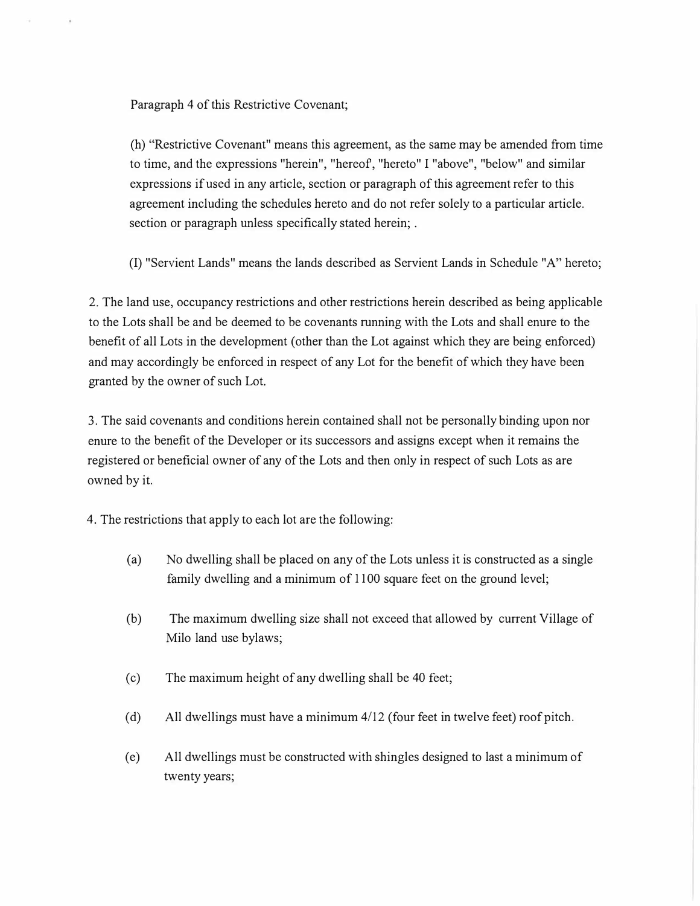Paragraph 4 of this Restrictive Covenant;

(h) "Restrictive Covenant" means this agreement, as the same may be amended from time to time, and the expressions "herein", "hereof', "hereto" I "above", "below" and similar expressions if used in any article, section or paragraph of this agreement refer to this agreement including the schedules hereto and do not refer solely to a particular article. section or paragraph unless specifically stated herein; .

(I) "Servient Lands" means the lands described as Servient Lands in Schedule "A" hereto;

2. The land use, occupancy restrictions and other restrictions herein described as being applicable to the Lots shall be and be deemed to be covenants running with the Lots and shall enure to the benefit of all Lots in the development (other than the Lot against which they are being enforced) and may accordingly be enforced in respect of any Lot for the benefit of which they have been granted by the owner of such Lot.

3. The said covenants and conditions herein contained shall not be personally binding upon nor enure to the benefit of the Developer or its successors and assigns except when it remains the registered or beneficial owner of any of the Lots and then only in respect of such Lots as are owned by it.

4. The restrictions that apply to each lot are the following:

(a) No dwelling shall be placed on any of the Lots unless it is constructed as a single family dwelling and a minimum of 1100 square feet on the ground level;

(b) The maximum dwelling size shall not exceed that allowed by current Village of Milo land use bylaws;

(c) The maximum height of any dwelling shall be 40 feet;

(d) All dwellings must have a minimum 4/12 (four feet in twelve feet) roof pitch.

(e) All dwellings must be constructed with shingles designed to last a minimum of twenty years;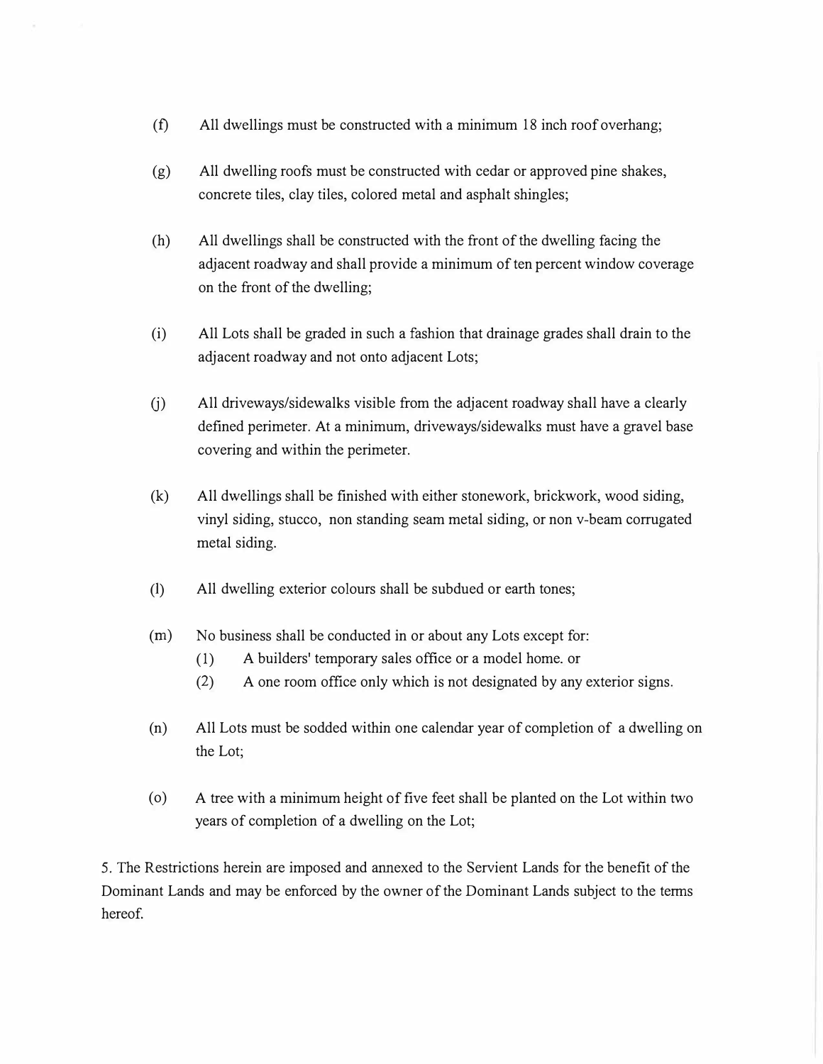(f) All dwellings must be constructed with a minimum 18 inch roof overhang;

(g) All dwelling roofs must be constructed with cedar or approved pine shakes, concrete tiles, clay tiles, colored metal and asphalt shingles;

(h) All dwellings shall be constructed with the front of the dwelling facing the adjacent roadway and shall provide a minimum of ten percent window coverage on the front of the dwelling;

(i) All Lots shall be graded in such a fashion that drainage grades shall drain to the adjacent roadway and not onto adjacent Lots;

(j) All driveways/sidewalks visible from the adjacent roadway shall have a clearly defined perimeter. At a minimum, driveways/sidewalks must have a gravel base covering and within the perimeter.

(k) All dwellings shall be finished with either stonework, brickwork, wood siding, vinyl siding, stucco, non standing seam metal siding, or non v-beam corrugated metal siding.

(l) All dwelling exterior colours shall be subdued or earth tones;

(m) No business shall be conducted in or about any Lots except for:

  (1) A builders' temporary sales office or a model home. or

  (2) A one room office only which is not designated by any exterior signs.

(n) All Lots must be sodded within one calendar year of completion of a dwelling on the Lot;

(o) A tree with a minimum height of five feet shall be planted on the Lot within two years of completion of a dwelling on the Lot;

5. The Restrictions herein are imposed and annexed to the Servient Lands for the benefit of the Dominant Lands and may be enforced by the owner of the Dominant Lands subject to the terms hereof.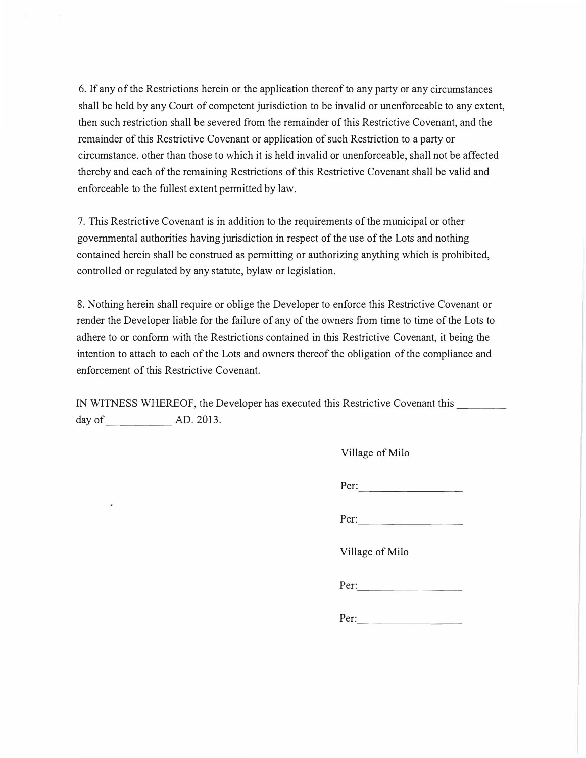6. If any of the Restrictions herein or the application thereof to any party or any circumstances shall be held by any Court of competent jurisdiction to be invalid or unenforceable to any extent, then such restriction shall be severed from the remainder of this Restrictive Covenant, and the remainder of this Restrictive Covenant or application of such Restriction to a party or circumstance. other than those to which it is held invalid or unenforceable, shall not be affected thereby and each of the remaining Restrictions of this Restrictive Covenant shall be valid and enforceable to the fullest extent permitted by law.

7. This Restrictive Covenant is in addition to the requirements of the municipal or other governmental authorities having jurisdiction in respect of the use of the Lots and nothing contained herein shall be construed as permitting or authorizing anything which is prohibited, controlled or regulated by any statute, bylaw or legislation.

8. Nothing herein shall require or oblige the Developer to enforce this Restrictive Covenant or render the Developer liable for the failure of any of the owners from time to time of the Lots to adhere to or conform with the Restrictions contained in this Restrictive Covenant, it being the intention to attach to each of the Lots and owners thereof the obligation of the compliance and enforcement of this Restrictive Covenant.

IN WITNESS WHEREOF, the Developer has executed this Restrictive Covenant this ________ day of ___________ AD. 2013.

Village of Milo

Per:________________

Per:________________

Village of Milo

Per:________________

Per:________________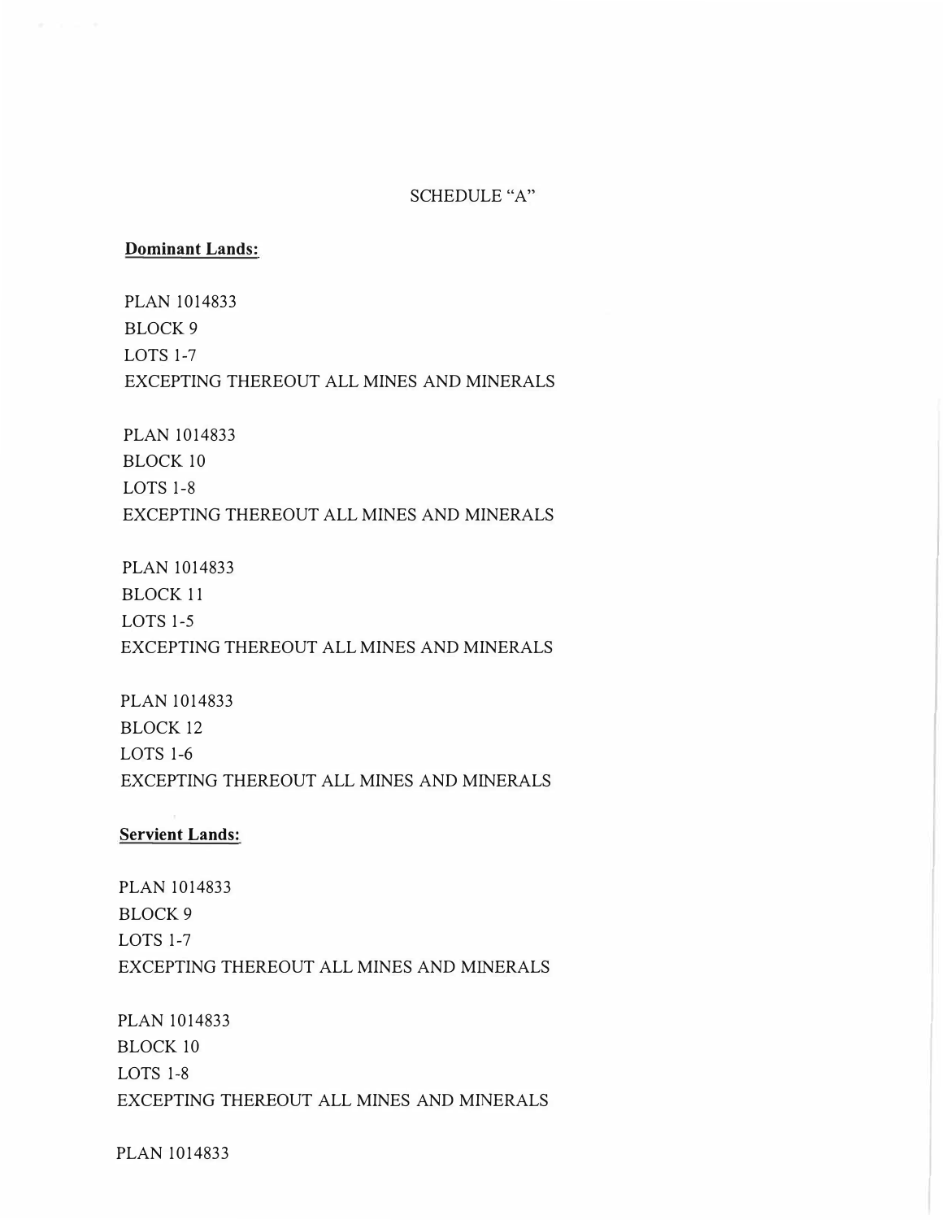SCHEDULE "A"

**Dominant Lands:**

PLAN 1014833
BLOCK 9
LOTS 1-7
EXCEPTING THEREOUT ALL MINES AND MINERALS

PLAN 1014833
BLOCK 10
LOTS 1-8
EXCEPTING THEREOUT ALL MINES AND MINERALS

PLAN 1014833
BLOCK 11
LOTS 1-5
EXCEPTING THEREOUT ALL MINES AND MINERALS

PLAN 1014833
BLOCK 12
LOTS 1-6
EXCEPTING THEREOUT ALL MINES AND MINERALS

**Servient Lands:**

PLAN 1014833
BLOCK 9
LOTS 1-7
EXCEPTING THEREOUT ALL MINES AND MINERALS

PLAN 1014833
BLOCK 10
LOTS 1-8
EXCEPTING THEREOUT ALL MINES AND MINERALS

PLAN 1014833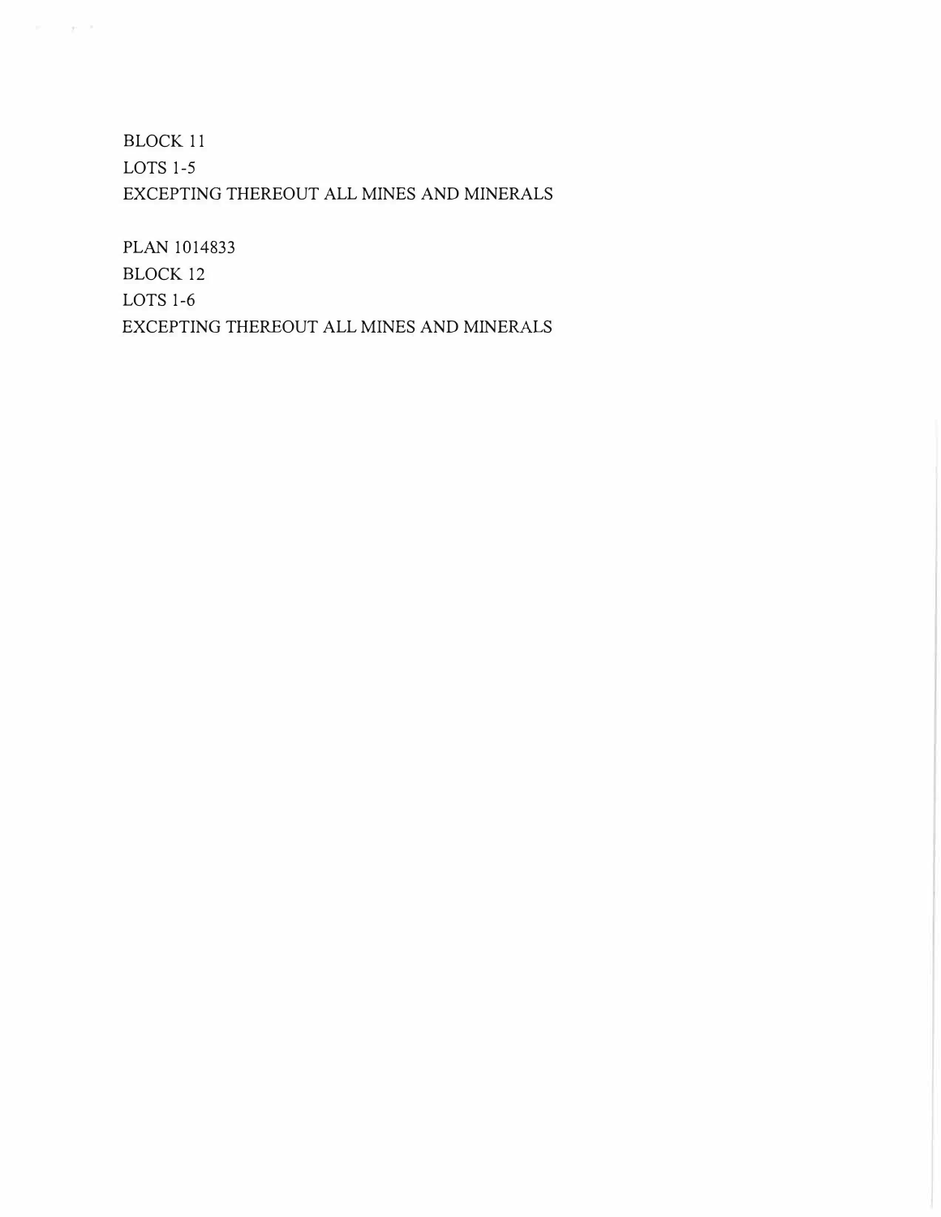BLOCK 11
LOTS 1-5
EXCEPTING THEREOUT ALL MINES AND MINERALS

PLAN 1014833
BLOCK 12
LOTS 1-6
EXCEPTING THEREOUT ALL MINES AND MINERALS